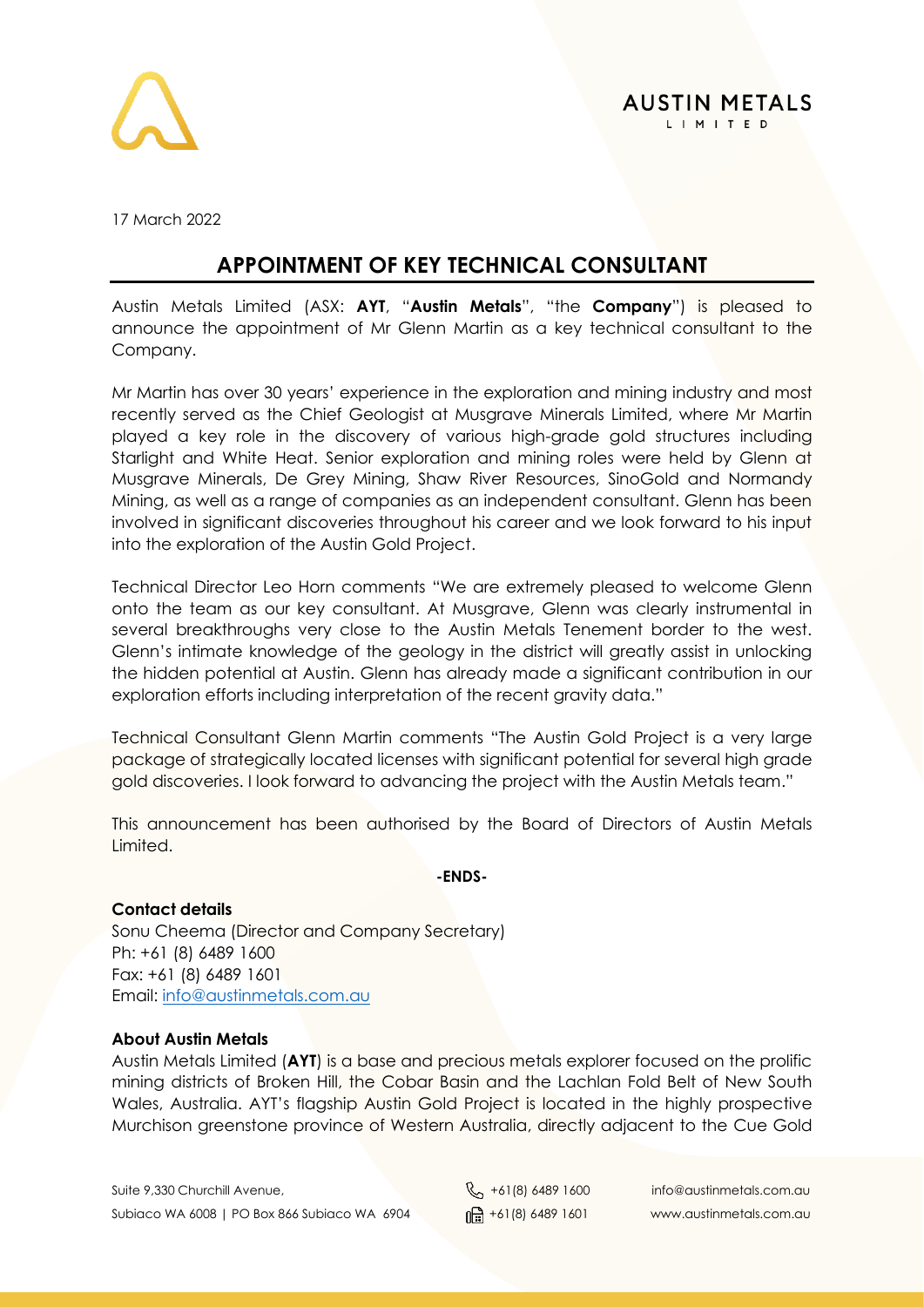AUSTIN METALS LIMITED

17 March 2022

# APPOINTMENT OF KEY TECHNICAL CONSULTANT

Austin Metals Limited (ASX: **AYT**, "**Austin Metals**", "the **Company**") is pleased to announce the appointment of Mr Glenn Martin as a key technical consultant to the Company.

Mr Martin has over 30 years' experience in the exploration and mining industry and most recently served as the Chief Geologist at Musgrave Minerals Limited, where Mr Martin played a key role in the discovery of various high-grade gold structures including Starlight and White Heat. Senior exploration and mining roles were held by Glenn at Musgrave Minerals, De Grey Mining, Shaw River Resources, SinoGold and Normandy Mining, as well as a range of companies as an independent consultant. Glenn has been involved in significant discoveries throughout his career and we look forward to his input into the exploration of the Austin Gold Project.

Technical Director Leo Horn comments "We are extremely pleased to welcome Glenn onto the team as our key consultant. At Musgrave, Glenn was clearly instrumental in several breakthroughs very close to the Austin Metals Tenement border to the west. Glenn's intimate knowledge of the geology in the district will greatly assist in unlocking the hidden potential at Austin. Glenn has already made a significant contribution in our exploration efforts including interpretation of the recent gravity data."

Technical Consultant Glenn Martin comments "The Austin Gold Project is a very large package of strategically located licenses with significant potential for several high grade gold discoveries. I look forward to advancing the project with the Austin Metals team."

This announcement has been authorised by the Board of Directors of Austin Metals Limited.

**-ENDS-**

**Contact details**

Sonu Cheema (Director and Company Secretary)
Ph: +61 (8) 6489 1600
Fax: +61 (8) 6489 1601
Email: info@austinmetals.com.au

**About Austin Metals**

Austin Metals Limited (**AYT**) is a base and precious metals explorer focused on the prolific mining districts of Broken Hill, the Cobar Basin and the Lachlan Fold Belt of New South Wales, Australia. AYT's flagship Austin Gold Project is located in the highly prospective Murchison greenstone province of Western Australia, directly adjacent to the Cue Gold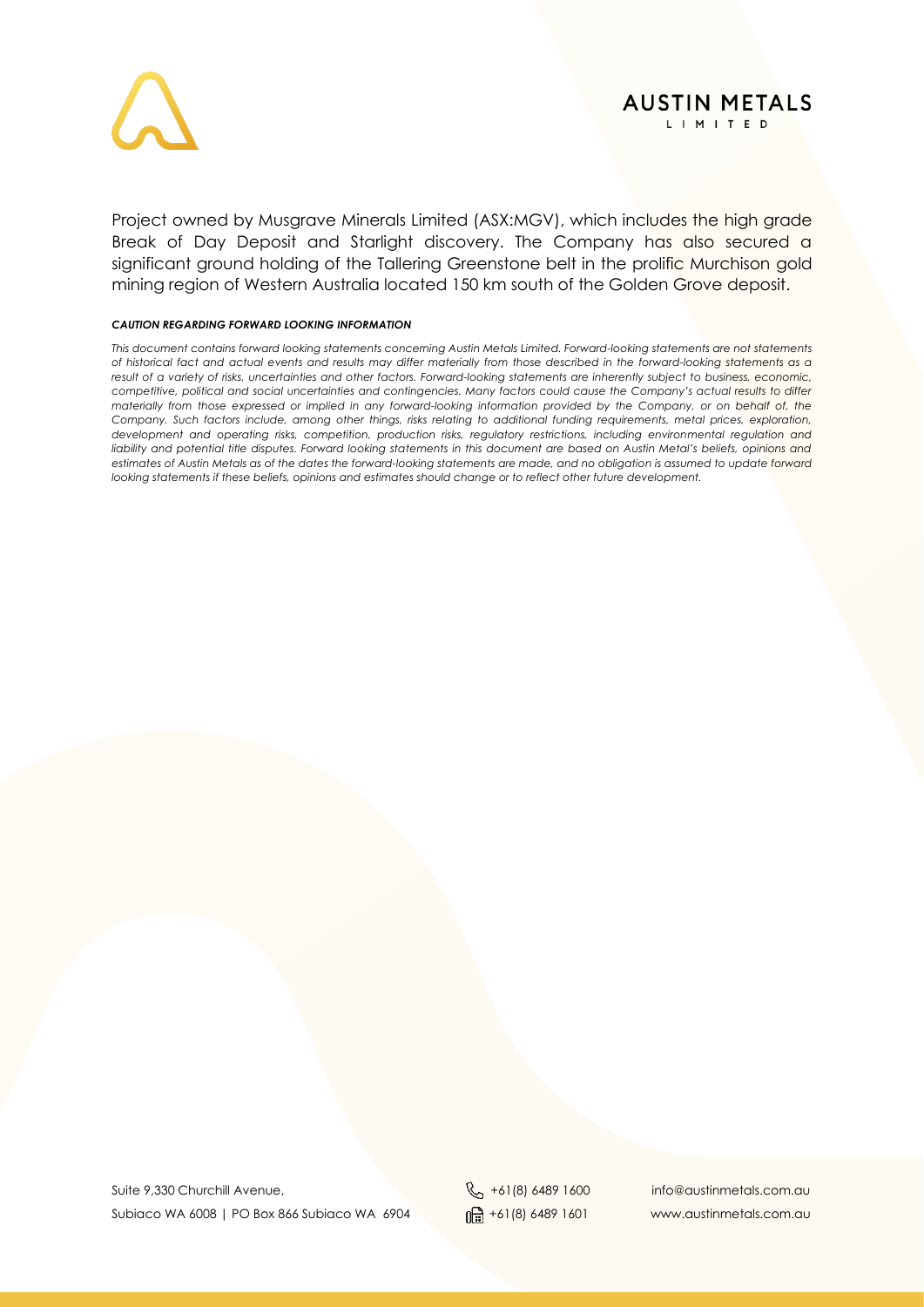Project owned by Musgrave Minerals Limited (ASX:MGV), which includes the high grade Break of Day Deposit and Starlight discovery. The Company has also secured a significant ground holding of the Tallering Greenstone belt in the prolific Murchison gold mining region of Western Australia located 150 km south of the Golden Grove deposit.

***CAUTION REGARDING FORWARD LOOKING INFORMATION***

*This document contains forward looking statements concerning Austin Metals Limited. Forward-looking statements are not statements of historical fact and actual events and results may differ materially from those described in the forward-looking statements as a result of a variety of risks, uncertainties and other factors. Forward-looking statements are inherently subject to business, economic, competitive, political and social uncertainties and contingencies. Many factors could cause the Company's actual results to differ materially from those expressed or implied in any forward-looking information provided by the Company, or on behalf of, the Company. Such factors include, among other things, risks relating to additional funding requirements, metal prices, exploration, development and operating risks, competition, production risks, regulatory restrictions, including environmental regulation and liability and potential title disputes. Forward looking statements in this document are based on Austin Metal's beliefs, opinions and estimates of Austin Metals as of the dates the forward-looking statements are made, and no obligation is assumed to update forward looking statements if these beliefs, opinions and estimates should change or to reflect other future development.*